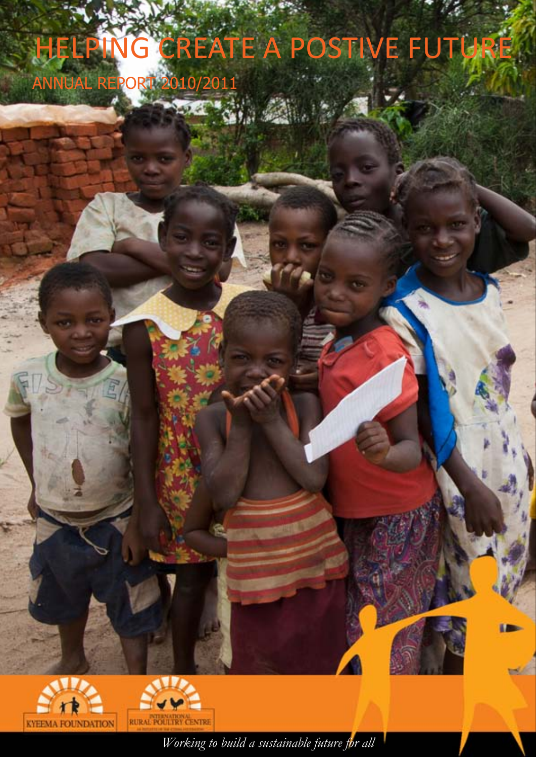# HELPING CREATE A POSTIVE FUTURE

## ANNUAL REPORT 2010/2011

KYEEMA FOUNDATION

INTERNATIONAL RURAL POULTRY CENTRE

*Working to build a sustainable future for all*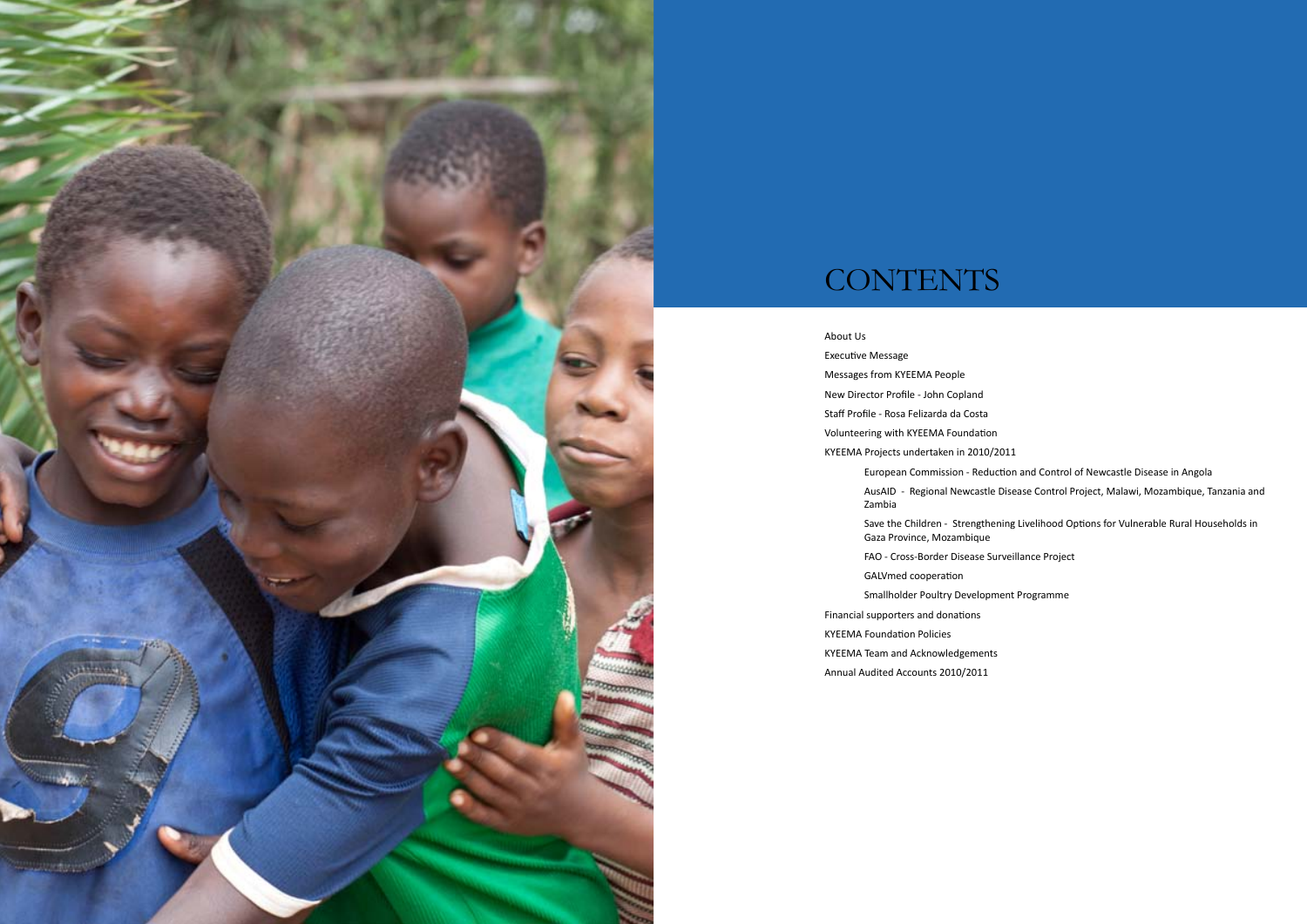# CONTENTS

- About Us
- Executive Message
- Messages from KYEEMA People
- New Director Profile - John Copland
- Staff Profile - Rosa Felizarda da Costa
- Volunteering with KYEEMA Foundation
- KYEEMA Projects undertaken in 2010/2011
  - European Commission - Reduction and Control of Newcastle Disease in Angola
  - AusAID - Regional Newcastle Disease Control Project, Malawi, Mozambique, Tanzania and Zambia
  - Save the Children - Strengthening Livelihood Options for Vulnerable Rural Households in Gaza Province, Mozambique
  - FAO - Cross-Border Disease Surveillance Project
  - GALVmed cooperation
  - Smallholder Poultry Development Programme
- Financial supporters and donations
- KYEEMA Foundation Policies
- KYEEMA Team and Acknowledgements
- Annual Audited Accounts 2010/2011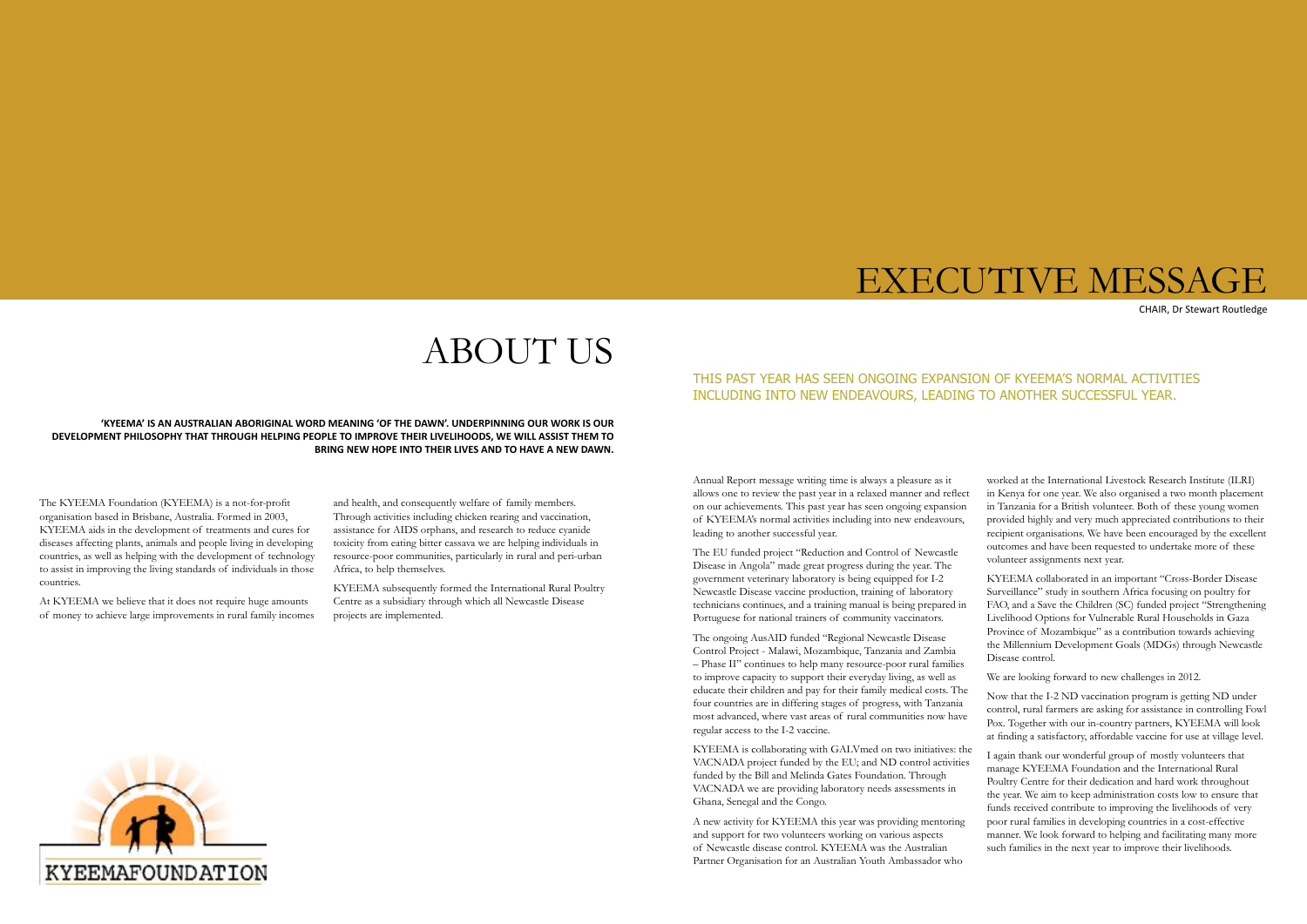# ABOUT US

**'KYEEMA' IS AN AUSTRALIAN ABORIGINAL WORD MEANING 'OF THE DAWN'. UNDERPINNING OUR WORK IS OUR DEVELOPMENT PHILOSOPHY THAT THROUGH HELPING PEOPLE TO IMPROVE THEIR LIVELIHOODS, WE WILL ASSIST THEM TO BRING NEW HOPE INTO THEIR LIVES AND TO HAVE A NEW DAWN.**

The KYEEMA Foundation (KYEEMA) is a not-for-profit organisation based in Brisbane, Australia. Formed in 2003, KYEEMA aids in the development of treatments and cures for diseases affecting plants, animals and people living in developing countries, as well as helping with the development of technology to assist in improving the living standards of individuals in those countries.

At KYEEMA we believe that it does not require huge amounts of money to achieve large improvements in rural family incomes and health, and consequently welfare of family members. Through activities including chicken rearing and vaccination, assistance for AIDS orphans, and research to reduce cyanide toxicity from eating bitter cassava we are helping individuals in resource-poor communities, particularly in rural and peri-urban Africa, to help themselves.

KYEEMA subsequently formed the International Rural Poultry Centre as a subsidiary through which all Newcastle Disease projects are implemented.

KYEEMAFOUNDATION

# EXECUTIVE MESSAGE

CHAIR, Dr Stewart Routledge

## THIS PAST YEAR HAS SEEN ONGOING EXPANSION OF KYEEMA'S NORMAL ACTIVITIES INCLUDING INTO NEW ENDEAVOURS, LEADING TO ANOTHER SUCCESSFUL YEAR.

Annual Report message writing time is always a pleasure as it allows one to review the past year in a relaxed manner and reflect on our achievements. This past year has seen ongoing expansion of KYEEMA's normal activities including into new endeavours, leading to another successful year.

The EU funded project "Reduction and Control of Newcastle Disease in Angola" made great progress during the year. The government veterinary laboratory is being equipped for I-2 Newcastle Disease vaccine production, training of laboratory technicians continues, and a training manual is being prepared in Portuguese for national trainers of community vaccinators.

The ongoing AusAID funded "Regional Newcastle Disease Control Project - Malawi, Mozambique, Tanzania and Zambia – Phase II" continues to help many resource-poor rural families to improve capacity to support their everyday living, as well as educate their children and pay for their family medical costs. The four countries are in differing stages of progress, with Tanzania most advanced, where vast areas of rural communities now have regular access to the I-2 vaccine.

KYEEMA is collaborating with GALVmed on two initiatives: the VACNADA project funded by the EU; and ND control activities funded by the Bill and Melinda Gates Foundation. Through VACNADA we are providing laboratory needs assessments in Ghana, Senegal and the Congo.

A new activity for KYEEMA this year was providing mentoring and support for two volunteers working on various aspects of Newcastle disease control. KYEEMA was the Australian Partner Organisation for an Australian Youth Ambassador who worked at the International Livestock Research Institute (ILRI) in Kenya for one year. We also organised a two month placement in Tanzania for a British volunteer. Both of these young women provided highly and very much appreciated contributions to their recipient organisations. We have been encouraged by the excellent outcomes and have been requested to undertake more of these volunteer assignments next year.

KYEEMA collaborated in an important "Cross-Border Disease Surveillance" study in southern Africa focusing on poultry for FAO, and a Save the Children (SC) funded project "Strengthening Livelihood Options for Vulnerable Rural Households in Gaza Province of Mozambique" as a contribution towards achieving the Millennium Development Goals (MDGs) through Newcastle Disease control.

We are looking forward to new challenges in 2012.

Now that the I-2 ND vaccination program is getting ND under control, rural farmers are asking for assistance in controlling Fowl Pox. Together with our in-country partners, KYEEMA will look at finding a satisfactory, affordable vaccine for use at village level.

I again thank our wonderful group of mostly volunteers that manage KYEEMA Foundation and the International Rural Poultry Centre for their dedication and hard work throughout the year. We aim to keep administration costs low to ensure that funds received contribute to improving the livelihoods of very poor rural families in developing countries in a cost-effective manner. We look forward to helping and facilitating many more such families in the next year to improve their livelihoods.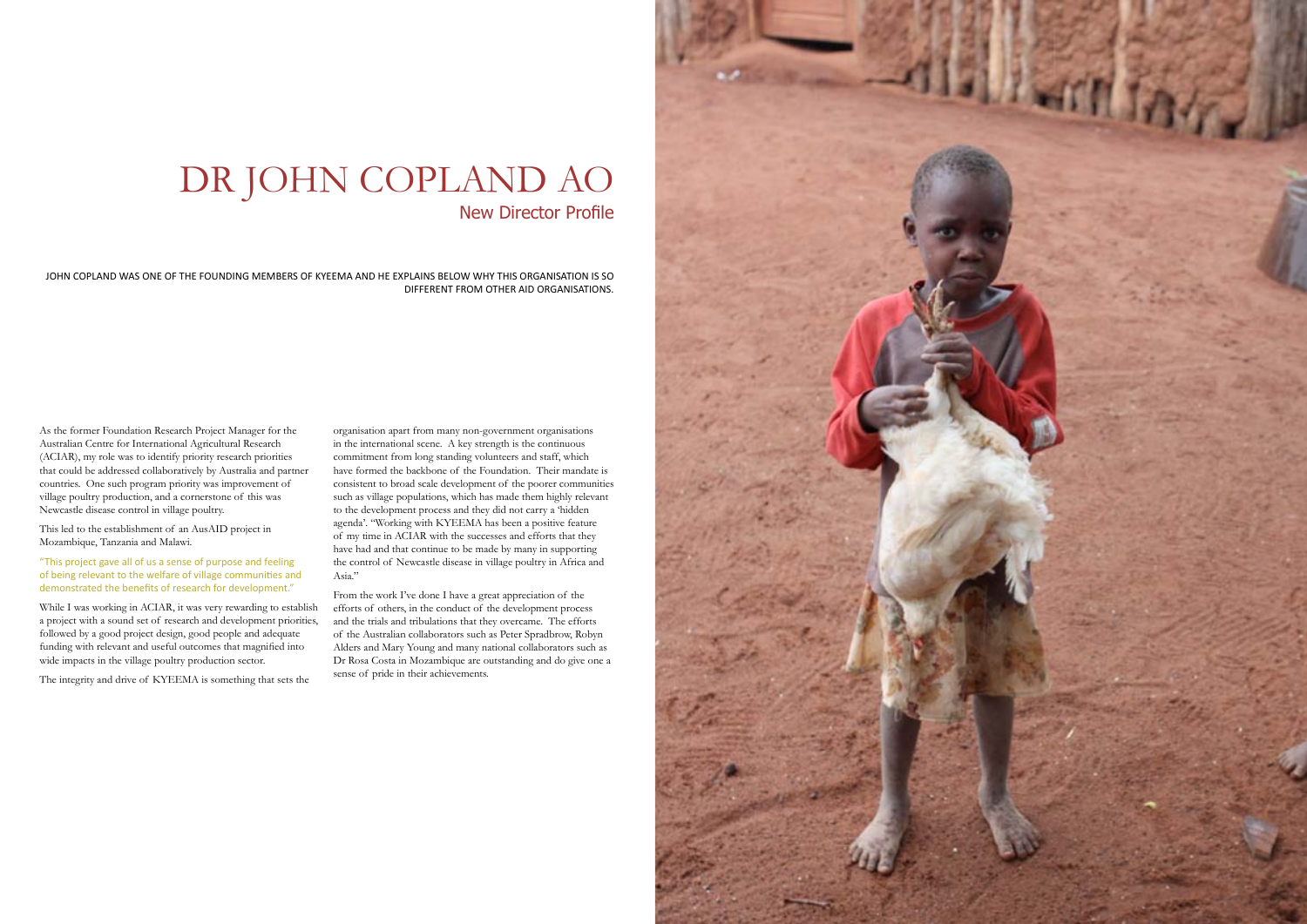# DR JOHN COPLAND AO

## New Director Profile

JOHN COPLAND WAS ONE OF THE FOUNDING MEMBERS OF KYEEMA AND HE EXPLAINS BELOW WHY THIS ORGANISATION IS SO DIFFERENT FROM OTHER AID ORGANISATIONS.

As the former Foundation Research Project Manager for the Australian Centre for International Agricultural Research (ACIAR), my role was to identify priority research priorities that could be addressed collaboratively by Australia and partner countries. One such program priority was improvement of village poultry production, and a cornerstone of this was Newcastle disease control in village poultry.

This led to the establishment of an AusAID project in Mozambique, Tanzania and Malawi.

"This project gave all of us a sense of purpose and feeling of being relevant to the welfare of village communities and demonstrated the benefits of research for development."

While I was working in ACIAR, it was very rewarding to establish a project with a sound set of research and development priorities, followed by a good project design, good people and adequate funding with relevant and useful outcomes that magnified into wide impacts in the village poultry production sector.

The integrity and drive of KYEEMA is something that sets the organisation apart from many non-government organisations in the international scene. A key strength is the continuous commitment from long standing volunteers and staff, which have formed the backbone of the Foundation. Their mandate is consistent to broad scale development of the poorer communities such as village populations, which has made them highly relevant to the development process and they did not carry a 'hidden agenda'. "Working with KYEEMA has been a positive feature of my time in ACIAR with the successes and efforts that they have had and that continue to be made by many in supporting the control of Newcastle disease in village poultry in Africa and Asia."

From the work I've done I have a great appreciation of the efforts of others, in the conduct of the development process and the trials and tribulations that they overcame. The efforts of the Australian collaborators such as Peter Spradbrow, Robyn Alders and Mary Young and many national collaborators such as Dr Rosa Costa in Mozambique are outstanding and do give one a sense of pride in their achievements.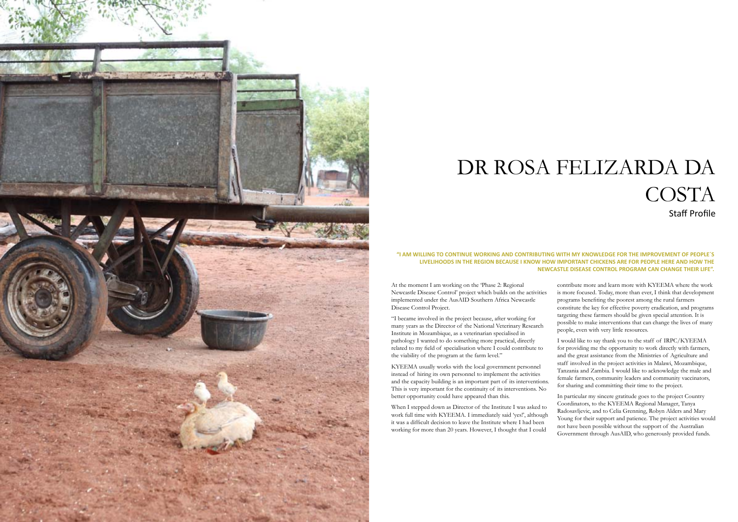# DR ROSA FELIZARDA DA COSTA

Staff Profile

**"I AM WILLING TO CONTINUE WORKING AND CONTRIBUTING WITH MY KNOWLEDGE FOR THE IMPROVEMENT OF PEOPLE´S LIVELIHOODS IN THE REGION BECAUSE I KNOW HOW IMPORTANT CHICKENS ARE FOR PEOPLE HERE AND HOW THE NEWCASTLE DISEASE CONTROL PROGRAM CAN CHANGE THEIR LIFE".**

At the moment I am working on the 'Phase 2: Regional Newcastle Disease Control' project which builds on the activities implemented under the AusAID Southern Africa Newcastle Disease Control Project.

"I became involved in the project because, after working for many years as the Director of the National Veterinary Research Institute in Mozambique, as a veterinarian specialised in pathology I wanted to do something more practical, directly related to my field of specialisation where I could contribute to the viability of the program at the farm level."

KYEEMA usually works with the local government personnel instead of hiring its own personnel to implement the activities and the capacity building is an important part of its interventions. This is very important for the continuity of its interventions. No better opportunity could have appeared than this.

When I stepped down as Director of the Institute I was asked to work full time with KYEEMA. I immediately said 'yes!', although it was a difficult decision to leave the Institute where I had been working for more than 20 years. However, I thought that I could contribute more and learn more with KYEEMA where the work is more focused. Today, more than ever, I think that development programs benefiting the poorest among the rural farmers constitute the key for effective poverty eradication, and programs targeting these farmers should be given special attention. It is possible to make interventions that can change the lives of many people, even with very little resources.

I would like to say thank you to the staff of IRPC/KYEEMA for providing me the opportunity to work directly with farmers, and the great assistance from the Ministries of Agriculture and staff involved in the project activities in Malawi, Mozambique, Tanzania and Zambia. I would like to acknowledge the male and female farmers, community leaders and community vaccinators, for sharing and committing their time to the project.

In particular my sincere gratitude goes to the project Country Coordinators, to the KYEEMA Regional Manager, Tanya Radosavljevic, and to Celia Grenning, Robyn Alders and Mary Young for their support and patience. The project activities would not have been possible without the support of the Australian Government through AusAID, who generously provided funds.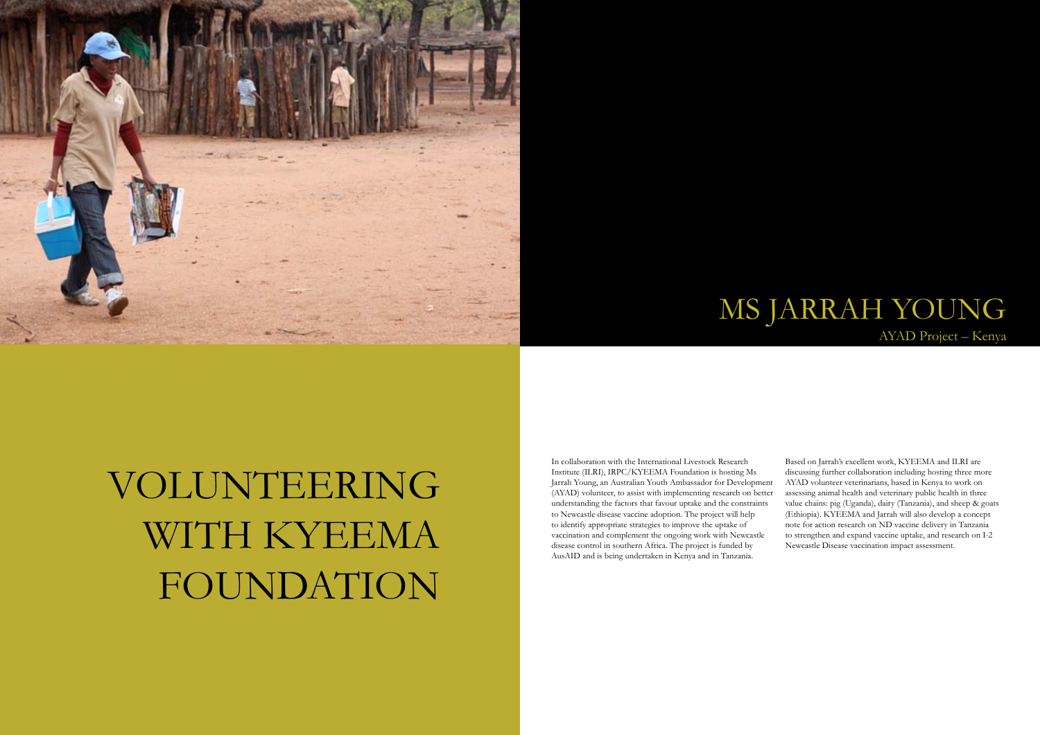# MS JARRAH YOUNG

AYAD Project – Kenya

# VOLUNTEERING WITH KYEEMA FOUNDATION

In collaboration with the International Livestock Research Institute (ILRI), IRPC/KYEEMA Foundation is hosting Ms Jarrah Young, an Australian Youth Ambassador for Development (AYAD) volunteer, to assist with implementing research on better understanding the factors that favour uptake and the constraints to Newcastle disease vaccine adoption. The project will help to identify appropriate strategies to improve the uptake of vaccination and complement the ongoing work with Newcastle disease control in southern Africa. The project is funded by AusAID and is being undertaken in Kenya and in Tanzania.

Based on Jarrah's excellent work, KYEEMA and ILRI are discussing further collaboration including hosting three more AYAD volunteer veterinarians, based in Kenya to work on assessing animal health and veterinary public health in three value chains: pig (Uganda), dairy (Tanzania), and sheep & goats (Ethiopia). KYEEMA and Jarrah will also develop a concept note for action research on ND vaccine delivery in Tanzania to strengthen and expand vaccine uptake, and research on I-2 Newcastle Disease vaccination impact assessment.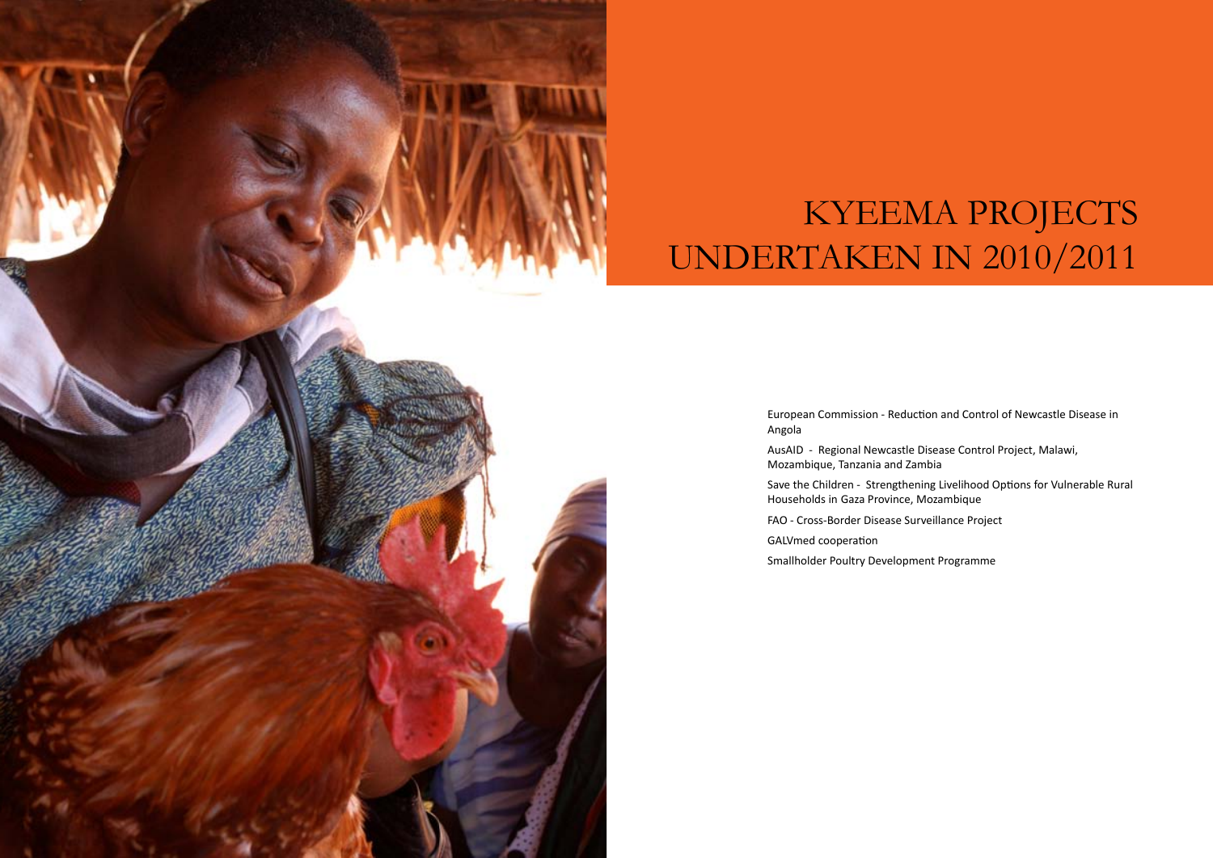# KYEEMA PROJECTS UNDERTAKEN IN 2010/2011

European Commission - Reduction and Control of Newcastle Disease in Angola

AusAID - Regional Newcastle Disease Control Project, Malawi, Mozambique, Tanzania and Zambia

Save the Children - Strengthening Livelihood Options for Vulnerable Rural Households in Gaza Province, Mozambique

FAO - Cross-Border Disease Surveillance Project

GALVmed cooperation

Smallholder Poultry Development Programme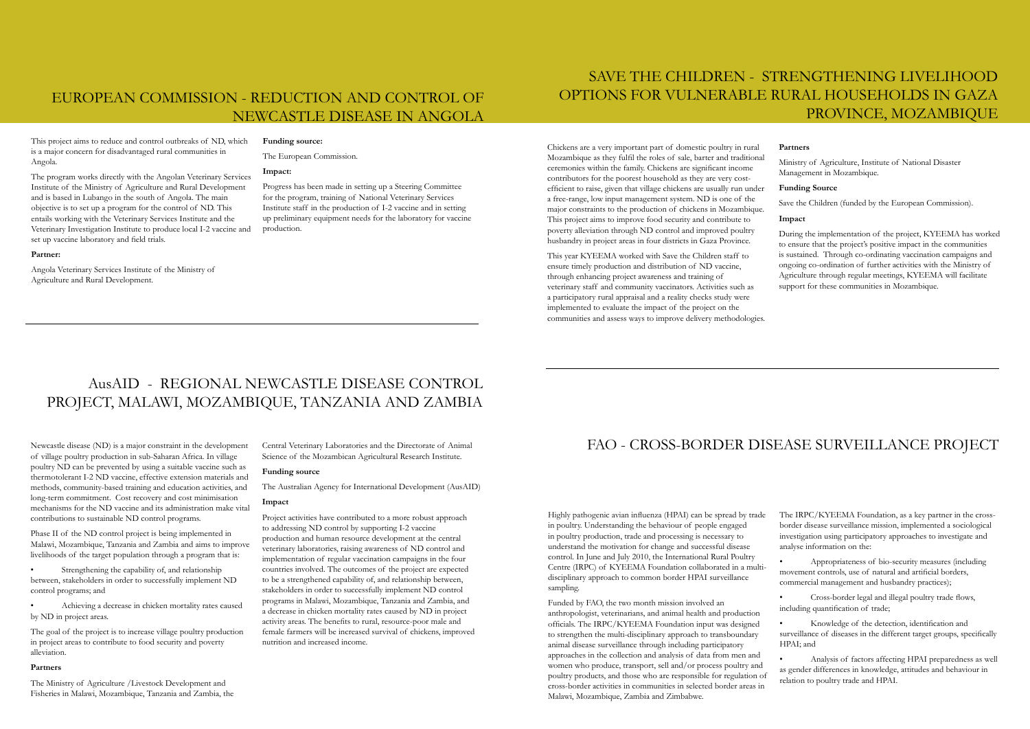## EUROPEAN COMMISSION - REDUCTION AND CONTROL OF NEWCASTLE DISEASE IN ANGOLA

This project aims to reduce and control outbreaks of ND, which is a major concern for disadvantaged rural communities in Angola.

The program works directly with the Angolan Veterinary Services Institute of the Ministry of Agriculture and Rural Development and is based in Lubango in the south of Angola. The main objective is to set up a program for the control of ND. This entails working with the Veterinary Services Institute and the Veterinary Investigation Institute to produce local I-2 vaccine and set up vaccine laboratory and field trials.

**Partner:**

Angola Veterinary Services Institute of the Ministry of Agriculture and Rural Development.

**Funding source:**

The European Commission.

**Impact:**

Progress has been made in setting up a Steering Committee for the program, training of National Veterinary Services Institute staff in the production of I-2 vaccine and in setting up preliminary equipment needs for the laboratory for vaccine production.

## SAVE THE CHILDREN - STRENGTHENING LIVELIHOOD OPTIONS FOR VULNERABLE RURAL HOUSEHOLDS IN GAZA PROVINCE, MOZAMBIQUE

Chickens are a very important part of domestic poultry in rural Mozambique as they fulfil the roles of sale, barter and traditional ceremonies within the family. Chickens are significant income contributors for the poorest household as they are very cost-efficient to raise, given that village chickens are usually run under a free-range, low input management system. ND is one of the major constraints to the production of chickens in Mozambique. This project aims to improve food security and contribute to poverty alleviation through ND control and improved poultry husbandry in project areas in four districts in Gaza Province.

This year KYEEMA worked with Save the Children staff to ensure timely production and distribution of ND vaccine, through enhancing project awareness and training of veterinary staff and community vaccinators. Activities such as a participatory rural appraisal and a reality checks study were implemented to evaluate the impact of the project on the communities and assess ways to improve delivery methodologies.

**Partners**

Ministry of Agriculture, Institute of National Disaster Management in Mozambique.

**Funding Source**

Save the Children (funded by the European Commission).

**Impact**

During the implementation of the project, KYEEMA has worked to ensure that the project's positive impact in the communities is sustained. Through co-ordinating vaccination campaigns and ongoing co-ordination of further activities with the Ministry of Agriculture through regular meetings, KYEEMA will facilitate support for these communities in Mozambique.

## AusAID - REGIONAL NEWCASTLE DISEASE CONTROL PROJECT, MALAWI, MOZAMBIQUE, TANZANIA AND ZAMBIA

Newcastle disease (ND) is a major constraint in the development of village poultry production in sub-Saharan Africa. In village poultry ND can be prevented by using a suitable vaccine such as thermotolerant I-2 ND vaccine, effective extension materials and methods, community-based training and education activities, and long-term commitment. Cost recovery and cost minimisation mechanisms for the ND vaccine and its administration make vital contributions to sustainable ND control programs.

Phase II of the ND control project is being implemented in Malawi, Mozambique, Tanzania and Zambia and aims to improve livelihoods of the target population through a program that is:

- Strengthening the capability of, and relationship between, stakeholders in order to successfully implement ND control programs; and
- Achieving a decrease in chicken mortality rates caused by ND in project areas.

The goal of the project is to increase village poultry production in project areas to contribute to food security and poverty alleviation.

**Partners**

The Ministry of Agriculture /Livestock Development and Fisheries in Malawi, Mozambique, Tanzania and Zambia, the Central Veterinary Laboratories and the Directorate of Animal Science of the Mozambican Agricultural Research Institute.

**Funding source**

The Australian Agency for International Development (AusAID)

**Impact**

Project activities have contributed to a more robust approach to addressing ND control by supporting I-2 vaccine production and human resource development at the central veterinary laboratories, raising awareness of ND control and implementation of regular vaccination campaigns in the four countries involved. The outcomes of the project are expected to be a strengthened capability of, and relationship between, stakeholders in order to successfully implement ND control programs in Malawi, Mozambique, Tanzania and Zambia, and a decrease in chicken mortality rates caused by ND in project activity areas. The benefits to rural, resource-poor male and female farmers will be increased survival of chickens, improved nutrition and increased income.

## FAO - CROSS-BORDER DISEASE SURVEILLANCE PROJECT

Highly pathogenic avian influenza (HPAI) can be spread by trade in poultry. Understanding the behaviour of people engaged in poultry production, trade and processing is necessary to understand the motivation for change and successful disease control. In June and July 2010, the International Rural Poultry Centre (IRPC) of KYEEMA Foundation collaborated in a multi-disciplinary approach to common border HPAI surveillance sampling.

Funded by FAO, the two month mission involved an anthropologist, veterinarians, and animal health and production officials. The IRPC/KYEEMA Foundation input was designed to strengthen the multi-disciplinary approach to transboundary animal disease surveillance through including participatory approaches in the collection and analysis of data from men and women who produce, transport, sell and/or process poultry and poultry products, and those who are responsible for regulation of cross-border activities in communities in selected border areas in Malawi, Mozambique, Zambia and Zimbabwe.

The IRPC/KYEEMA Foundation, as a key partner in the cross-border disease surveillance mission, implemented a sociological investigation using participatory approaches to investigate and analyse information on the:

- Appropriateness of bio-security measures (including movement controls, use of natural and artificial borders, commercial management and husbandry practices);
- Cross-border legal and illegal poultry trade flows, including quantification of trade;
- Knowledge of the detection, identification and surveillance of diseases in the different target groups, specifically HPAI; and
- Analysis of factors affecting HPAI preparedness as well as gender differences in knowledge, attitudes and behaviour in relation to poultry trade and HPAI.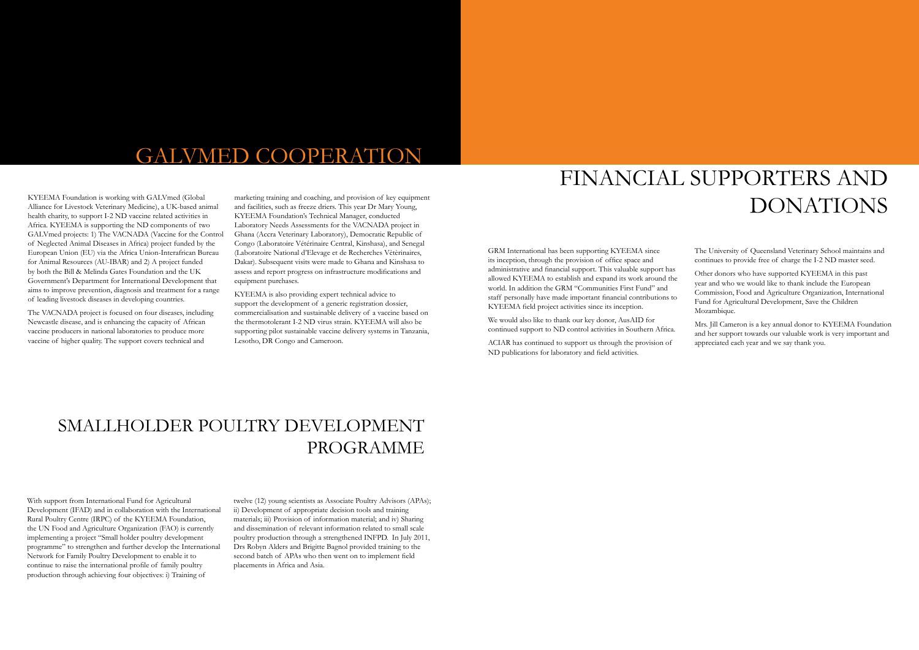# GALVMED COOPERATION

KYEEMA Foundation is working with GALVmed (Global Alliance for Livestock Veterinary Medicine), a UK-based animal health charity, to support I-2 ND vaccine related activities in Africa. KYEEMA is supporting the ND components of two GALVmed projects: 1) The VACNADA (Vaccine for the Control of Neglected Animal Diseases in Africa) project funded by the European Union (EU) via the Africa Union-Interafrican Bureau for Animal Resources (AU-IBAR) and 2) A project funded by both the Bill & Melinda Gates Foundation and the UK Government's Department for International Development that aims to improve prevention, diagnosis and treatment for a range of leading livestock diseases in developing countries.

The VACNADA project is focused on four diseases, including Newcastle disease, and is enhancing the capacity of African vaccine producers in national laboratories to produce more vaccine of higher quality. The support covers technical and marketing training and coaching, and provision of key equipment and facilities, such as freeze driers. This year Dr Mary Young, KYEEMA Foundation's Technical Manager, conducted Laboratory Needs Assessments for the VACNADA project in Ghana (Accra Veterinary Laboratory), Democratic Republic of Congo (Laboratoire Vétérinaire Central, Kinshasa), and Senegal (Laboratoire National d'Elevage et de Recherches Vètèrinaires, Dakar). Subsequent visits were made to Ghana and Kinshasa to assess and report progress on infrastructure modifications and equipment purchases.

KYEEMA is also providing expert technical advice to support the development of a generic registration dossier, commercialisation and sustainable delivery of a vaccine based on the thermotolerant I-2 ND virus strain. KYEEMA will also be supporting pilot sustainable vaccine delivery systems in Tanzania, Lesotho, DR Congo and Cameroon.

# SMALLHOLDER POULTRY DEVELOPMENT PROGRAMME

With support from International Fund for Agricultural Development (IFAD) and in collaboration with the International Rural Poultry Centre (IRPC) of the KYEEMA Foundation, the UN Food and Agriculture Organization (FAO) is currently implementing a project "Small holder poultry development programme" to strengthen and further develop the International Network for Family Poultry Development to enable it to continue to raise the international profile of family poultry production through achieving four objectives: i) Training of twelve (12) young scientists as Associate Poultry Advisors (APAs); ii) Development of appropriate decision tools and training materials; iii) Provision of information material; and iv) Sharing and dissemination of relevant information related to small scale poultry production through a strengthened INFPD. In July 2011, Drs Robyn Alders and Brigitte Bagnol provided training to the second batch of APAs who then went on to implement field placements in Africa and Asia.

# FINANCIAL SUPPORTERS AND DONATIONS

GRM International has been supporting KYEEMA since its inception, through the provision of office space and administrative and financial support. This valuable support has allowed KYEEMA to establish and expand its work around the world. In addition the GRM "Communities First Fund" and staff personally have made important financial contributions to KYEEMA field project activities since its inception.

We would also like to thank our key donor, AusAID for continued support to ND control activities in Southern Africa.

ACIAR has continued to support us through the provision of ND publications for laboratory and field activities.

The University of Queensland Veterinary School maintains and continues to provide free of charge the I-2 ND master seed.

Other donors who have supported KYEEMA in this past year and who we would like to thank include the European Commission, Food and Agriculture Organization, International Fund for Agricultural Development, Save the Children Mozambique.

Mrs. Jill Cameron is a key annual donor to KYEEMA Foundation and her support towards our valuable work is very important and appreciated each year and we say thank you.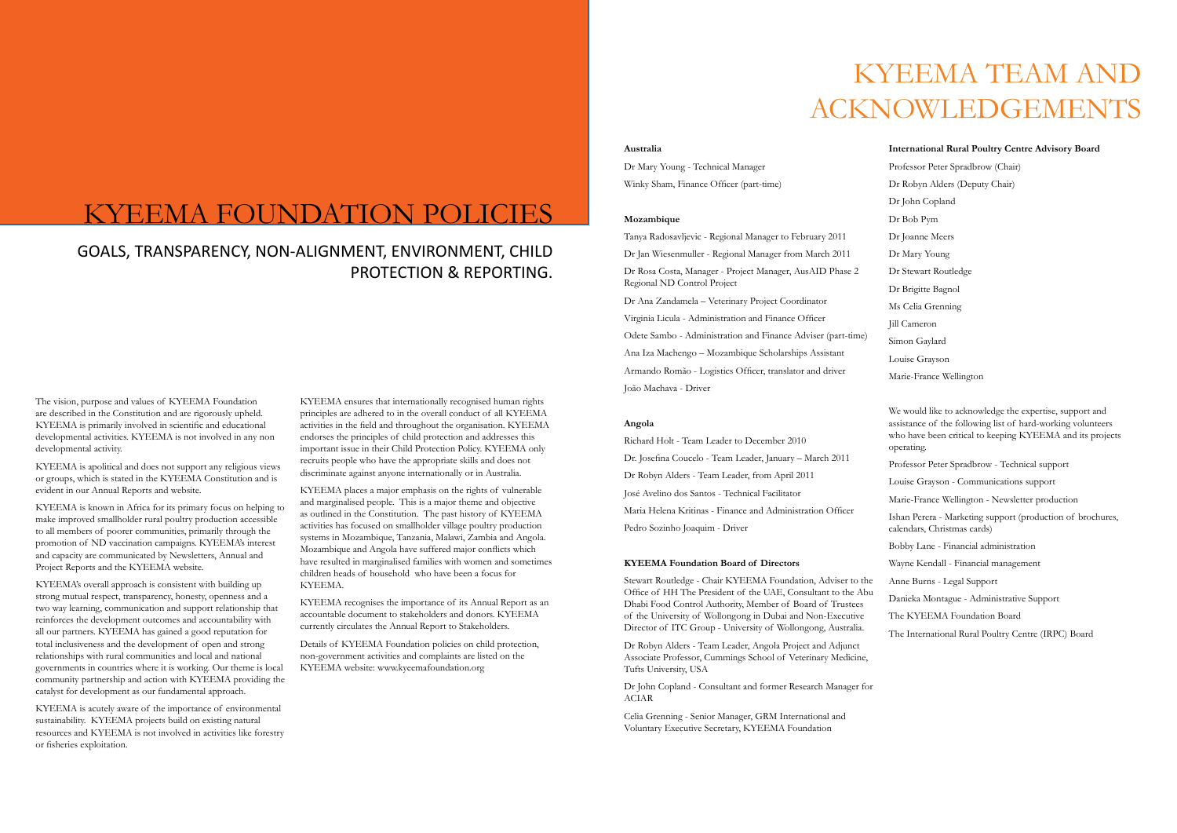# KYEEMA FOUNDATION POLICIES

## GOALS, TRANSPARENCY, NON-ALIGNMENT, ENVIRONMENT, CHILD PROTECTION & REPORTING.

The vision, purpose and values of KYEEMA Foundation are described in the Constitution and are rigorously upheld. KYEEMA is primarily involved in scientific and educational developmental activities. KYEEMA is not involved in any non developmental activity.

KYEEMA is apolitical and does not support any religious views or groups, which is stated in the KYEEMA Constitution and is evident in our Annual Reports and website.

KYEEMA is known in Africa for its primary focus on helping to make improved smallholder rural poultry production accessible to all members of poorer communities, primarily through the promotion of ND vaccination campaigns. KYEEMA's interest and capacity are communicated by Newsletters, Annual and Project Reports and the KYEEMA website.

KYEEMA's overall approach is consistent with building up strong mutual respect, transparency, honesty, openness and a two way learning, communication and support relationship that reinforces the development outcomes and accountability with all our partners. KYEEMA has gained a good reputation for total inclusiveness and the development of open and strong relationships with rural communities and local and national governments in countries where it is working. Our theme is local community partnership and action with KYEEMA providing the catalyst for development as our fundamental approach.

KYEEMA is acutely aware of the importance of environmental sustainability. KYEEMA projects build on existing natural resources and KYEEMA is not involved in activities like forestry or fisheries exploitation.

KYEEMA ensures that internationally recognised human rights principles are adhered to in the overall conduct of all KYEEMA activities in the field and throughout the organisation. KYEEMA endorses the principles of child protection and addresses this important issue in their Child Protection Policy. KYEEMA only recruits people who have the appropriate skills and does not discriminate against anyone internationally or in Australia.

KYEEMA places a major emphasis on the rights of vulnerable and marginalised people. This is a major theme and objective as outlined in the Constitution. The past history of KYEEMA activities has focused on smallholder village poultry production systems in Mozambique, Tanzania, Malawi, Zambia and Angola. Mozambique and Angola have suffered major conflicts which have resulted in marginalised families with women and sometimes children heads of household who have been a focus for KYEEMA.

KYEEMA recognises the importance of its Annual Report as an accountable document to stakeholders and donors. KYEEMA currently circulates the Annual Report to Stakeholders.

Details of KYEEMA Foundation policies on child protection, non-government activities and complaints are listed on the KYEEMA website: www.kyeemafoundation.org

# KYEEMA TEAM AND ACKNOWLEDGEMENTS

**Australia**

Dr Mary Young - Technical Manager

Winky Sham, Finance Officer (part-time)

**Mozambique**

Tanya Radosavljevic - Regional Manager to February 2011

Dr Jan Wiesenmuller - Regional Manager from March 2011

Dr Rosa Costa, Manager - Project Manager, AusAID Phase 2 Regional ND Control Project

Dr Ana Zandamela – Veterinary Project Coordinator

Virginia Licula - Administration and Finance Officer

Odete Sambo - Administration and Finance Adviser (part-time)

Ana Iza Machengo – Mozambique Scholarships Assistant

Armando Romão - Logistics Officer, translator and driver

João Machava - Driver

**Angola**

Richard Holt - Team Leader to December 2010

Dr. Josefina Coucelo - Team Leader, January – March 2011

Dr Robyn Alders - Team Leader, from April 2011

José Avelino dos Santos - Technical Facilitator

Maria Helena Kritinas - Finance and Administration Officer

Pedro Sozinho Joaquim - Driver

**KYEEMA Foundation Board of Directors**

Stewart Routledge - Chair KYEEMA Foundation, Adviser to the Office of HH The President of the UAE, Consultant to the Abu Dhabi Food Control Authority, Member of Board of Trustees of the University of Wollongong in Dubai and Non-Executive Director of ITC Group - University of Wollongong, Australia.

Dr Robyn Alders - Team Leader, Angola Project and Adjunct Associate Professor, Cummings School of Veterinary Medicine, Tufts University, USA

Dr John Copland - Consultant and former Research Manager for ACIAR

Celia Grenning - Senior Manager, GRM International and Voluntary Executive Secretary, KYEEMA Foundation

**International Rural Poultry Centre Advisory Board**

Professor Peter Spradbrow (Chair)

Dr Robyn Alders (Deputy Chair)

Dr John Copland

Dr Bob Pym

Dr Joanne Meers

Dr Mary Young

Dr Stewart Routledge

Dr Brigitte Bagnol

Ms Celia Grenning

Jill Cameron

Simon Gaylard

Louise Grayson

Marie-France Wellington

We would like to acknowledge the expertise, support and assistance of the following list of hard-working volunteers who have been critical to keeping KYEEMA and its projects operating.

Professor Peter Spradbrow - Technical support

Louise Grayson - Communications support

Marie-France Wellington - Newsletter production

Ishan Perera - Marketing support (production of brochures, calendars, Christmas cards)

Bobby Lane - Financial administration

Wayne Kendall - Financial management

Anne Burns - Legal Support

Danieka Montague - Administrative Support

The KYEEMA Foundation Board

The International Rural Poultry Centre (IRPC) Board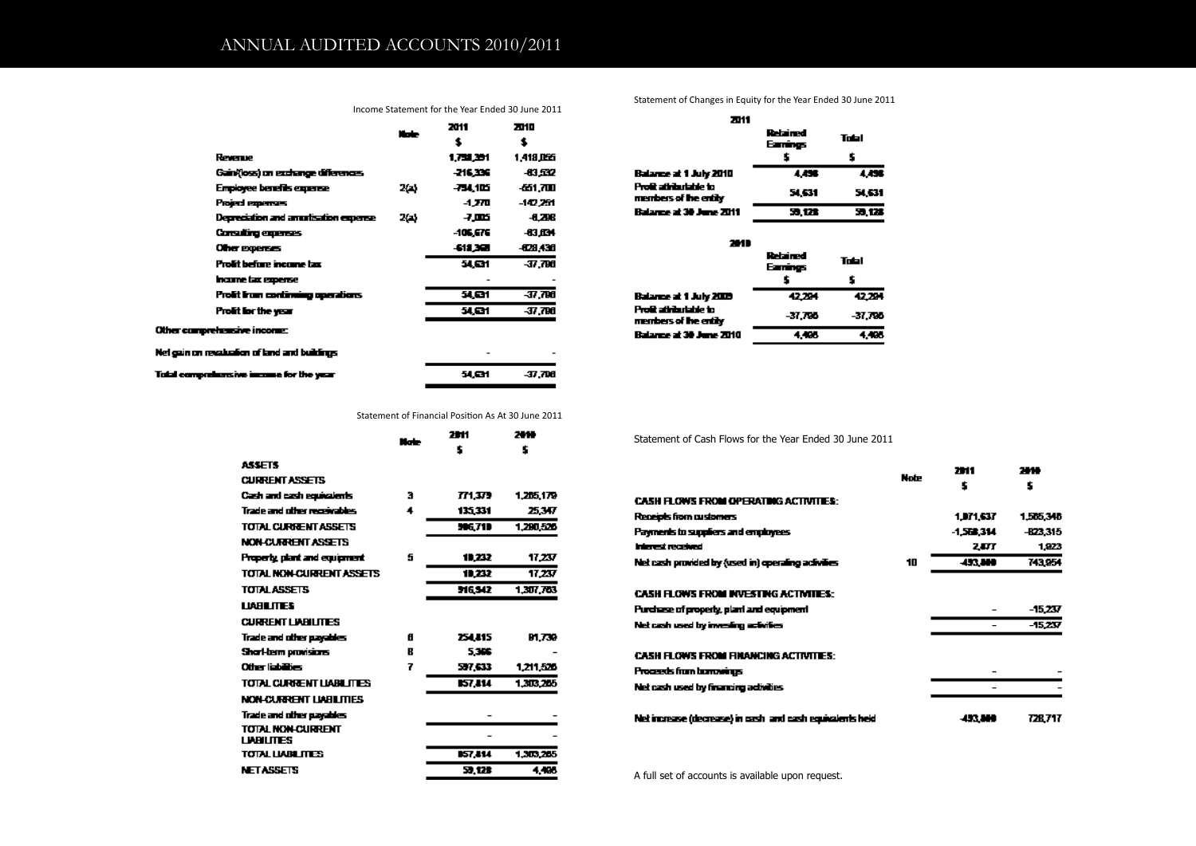# ANNUAL AUDITED ACCOUNTS 2010/2011

## Income Statement for the Year Ended 30 June 2011

| | Note | 2011 | 2010 |
|---|---|---|---|
| | | $ | $ |
| Revenue | | 1,798,391 | 1,418,055 |
| Gain/(loss) on exchange differences | | -216,336 | -83,532 |
| Employee benefits expense | 2(a) | -794,105 | -651,700 |
| Project expenses | | -4,770 | -142,251 |
| Depreciation and amortisation expense | 2(a) | -7,005 | -8,208 |
| Consulting expenses | | -106,676 | -83,034 |
| Other expenses | | -614,368 | -828,436 |
| **Profit before income tax** | | 54,631 | -37,798 |
| Income tax expense | | - | - |
| **Profit from continuing operations** | | 54,631 | -37,798 |
| **Profit for the year** | | 54,631 | -37,798 |
| **Other comprehensive income:** | | | |
| Net gain on revaluation of land and buildings | | - | - |
| **Total comprehensive income for the year** | | 54,631 | -37,798 |

## Statement of Changes in Equity for the Year Ended 30 June 2011

**2011**

| | Retained Earnings | Total |
|---|---|---|
| | $ | $ |
| Balance at 1 July 2010 | 4,498 | 4,498 |
| Profit attributable to members of the entity | 54,631 | 54,631 |
| Balance at 30 June 2011 | 59,128 | 59,128 |

**2010**

| | Retained Earnings | Total |
|---|---|---|
| | $ | $ |
| Balance at 1 July 2009 | 42,294 | 42,294 |
| Profit attributable to members of the entity | -37,798 | -37,798 |
| Balance at 30 June 2010 | 4,498 | 4,498 |

## Statement of Financial Position As At 30 June 2011

| | Note | 2011 | 2010 |
|---|---|---|---|
| | | $ | $ |
| **ASSETS** | | | |
| **CURRENT ASSETS** | | | |
| Cash and cash equivalents | 3 | 771,379 | 1,265,179 |
| Trade and other receivables | 4 | 135,331 | 25,347 |
| TOTAL CURRENT ASSETS | | 906,710 | 1,290,526 |
| **NON-CURRENT ASSETS** | | | |
| Property, plant and equipment | 5 | 10,232 | 17,237 |
| TOTAL NON-CURRENT ASSETS | | 10,232 | 17,237 |
| TOTAL ASSETS | | 916,942 | 1,307,763 |
| **LIABILITIES** | | | |
| **CURRENT LIABILITIES** | | | |
| Trade and other payables | 6 | 254,815 | 91,739 |
| Short-term provisions | 8 | 5,366 | - |
| Other liabilities | 7 | 597,633 | 1,211,526 |
| TOTAL CURRENT LIABILITIES | | 857,814 | 1,303,265 |
| **NON-CURRENT LIABILITIES** | | | |
| Trade and other payables | | - | - |
| TOTAL NON-CURRENT LIABILITIES | | - | - |
| TOTAL LIABILITIES | | 857,814 | 1,303,265 |
| NET ASSETS | | 59,128 | 4,498 |

## Statement of Cash Flows for the Year Ended 30 June 2011

| | Note | 2011 | 2010 |
|---|---|---|---|
| | | $ | $ |
| **CASH FLOWS FROM OPERATING ACTIVITIES:** | | | |
| Receipts from customers | | 1,071,637 | 1,565,346 |
| Payments to suppliers and employees | | -1,568,314 | -823,315 |
| Interest received | | 2,877 | 1,923 |
| Net cash provided by (used in) operating activities | 10 | -493,800 | 743,954 |
| **CASH FLOWS FROM INVESTING ACTIVITIES:** | | | |
| Purchase of property, plant and equipment | | - | -15,237 |
| Net cash used by investing activities | | - | -15,237 |
| **CASH FLOWS FROM FINANCING ACTIVITIES:** | | | |
| Proceeds from borrowings | | - | - |
| Net cash used by financing activities | | - | - |
| Net increase (decrease) in cash and cash equivalents held | | -493,800 | 728,717 |

A full set of accounts is available upon request.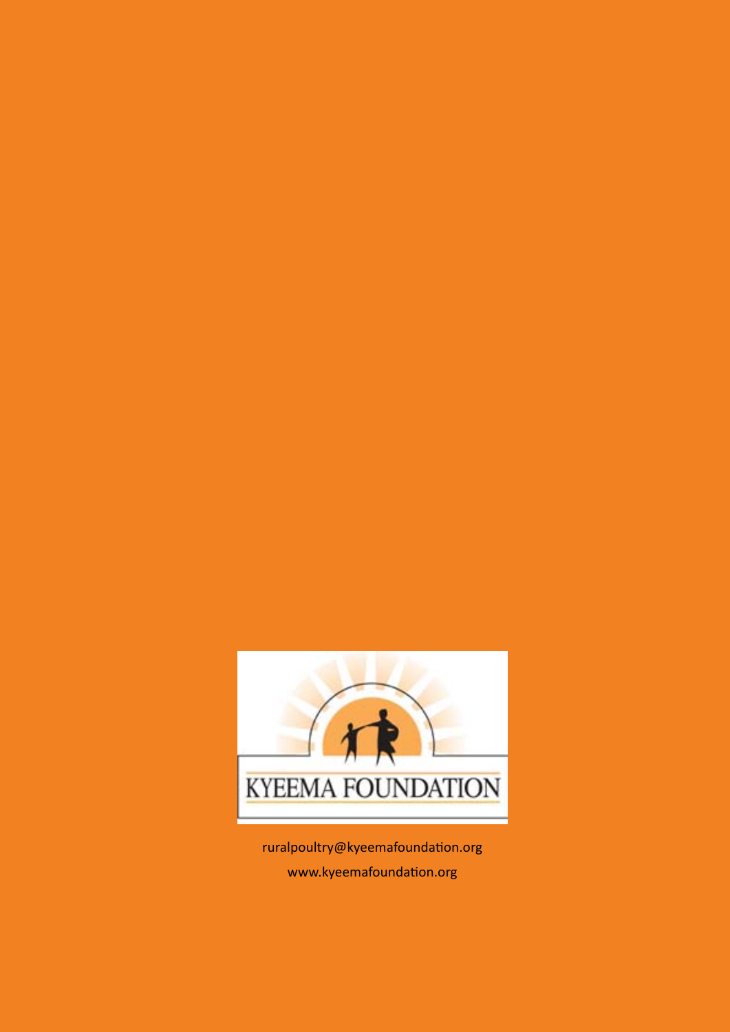KYEEMA FOUNDATION

ruralpoultry@kyeemafoundation.org

www.kyeemafoundation.org